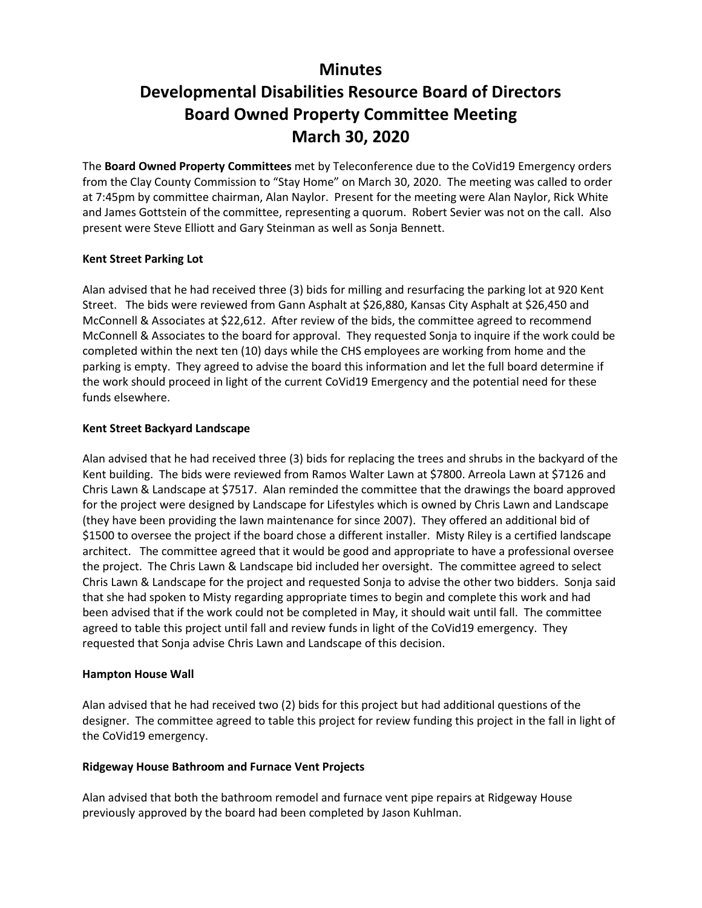# Minutes
# Developmental Disabilities Resource Board of Directors
# Board Owned Property Committee Meeting
# March 30, 2020

The **Board Owned Property Committees** met by Teleconference due to the CoVid19 Emergency orders from the Clay County Commission to "Stay Home" on March 30, 2020. The meeting was called to order at 7:45pm by committee chairman, Alan Naylor. Present for the meeting were Alan Naylor, Rick White and James Gottstein of the committee, representing a quorum. Robert Sevier was not on the call. Also present were Steve Elliott and Gary Steinman as well as Sonja Bennett.

**Kent Street Parking Lot**

Alan advised that he had received three (3) bids for milling and resurfacing the parking lot at 920 Kent Street. The bids were reviewed from Gann Asphalt at $26,880, Kansas City Asphalt at $26,450 and McConnell & Associates at $22,612. After review of the bids, the committee agreed to recommend McConnell & Associates to the board for approval. They requested Sonja to inquire if the work could be completed within the next ten (10) days while the CHS employees are working from home and the parking is empty. They agreed to advise the board this information and let the full board determine if the work should proceed in light of the current CoVid19 Emergency and the potential need for these funds elsewhere.

**Kent Street Backyard Landscape**

Alan advised that he had received three (3) bids for replacing the trees and shrubs in the backyard of the Kent building. The bids were reviewed from Ramos Walter Lawn at $7800. Arreola Lawn at $7126 and Chris Lawn & Landscape at $7517. Alan reminded the committee that the drawings the board approved for the project were designed by Landscape for Lifestyles which is owned by Chris Lawn and Landscape (they have been providing the lawn maintenance for since 2007). They offered an additional bid of $1500 to oversee the project if the board chose a different installer. Misty Riley is a certified landscape architect. The committee agreed that it would be good and appropriate to have a professional oversee the project. The Chris Lawn & Landscape bid included her oversight. The committee agreed to select Chris Lawn & Landscape for the project and requested Sonja to advise the other two bidders. Sonja said that she had spoken to Misty regarding appropriate times to begin and complete this work and had been advised that if the work could not be completed in May, it should wait until fall. The committee agreed to table this project until fall and review funds in light of the CoVid19 emergency. They requested that Sonja advise Chris Lawn and Landscape of this decision.

**Hampton House Wall**

Alan advised that he had received two (2) bids for this project but had additional questions of the designer. The committee agreed to table this project for review funding this project in the fall in light of the CoVid19 emergency.

**Ridgeway House Bathroom and Furnace Vent Projects**

Alan advised that both the bathroom remodel and furnace vent pipe repairs at Ridgeway House previously approved by the board had been completed by Jason Kuhlman.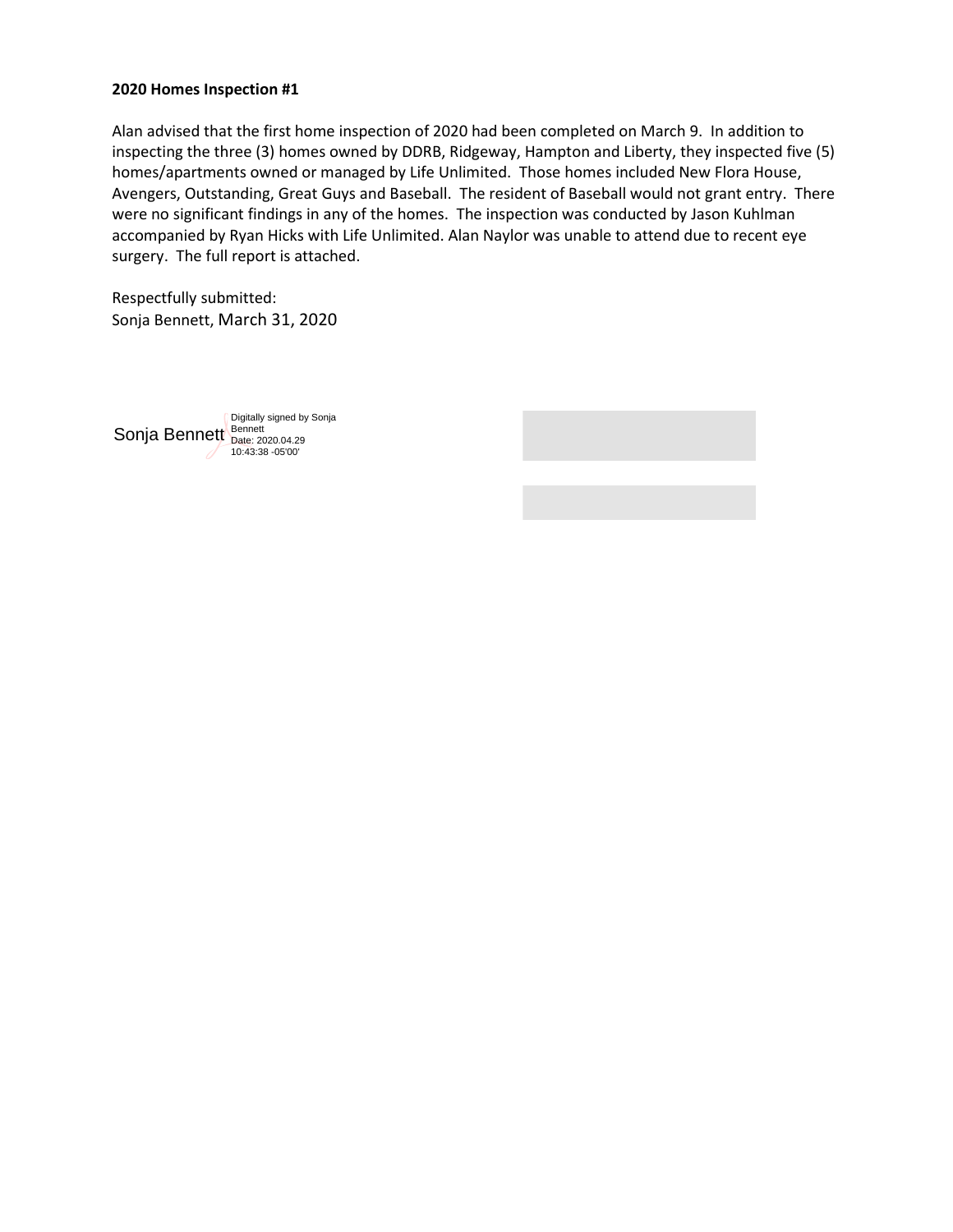**2020 Homes Inspection #1**

Alan advised that the first home inspection of 2020 had been completed on March 9. In addition to inspecting the three (3) homes owned by DDRB, Ridgeway, Hampton and Liberty, they inspected five (5) homes/apartments owned or managed by Life Unlimited. Those homes included New Flora House, Avengers, Outstanding, Great Guys and Baseball. The resident of Baseball would not grant entry. There were no significant findings in any of the homes. The inspection was conducted by Jason Kuhlman accompanied by Ryan Hicks with Life Unlimited. Alan Naylor was unable to attend due to recent eye surgery. The full report is attached.

Respectfully submitted:
Sonja Bennett, March 31, 2020

Sonja Bennett
Digitally signed by Sonja Bennett
Date: 2020.04.29 10:43:38 -05'00'